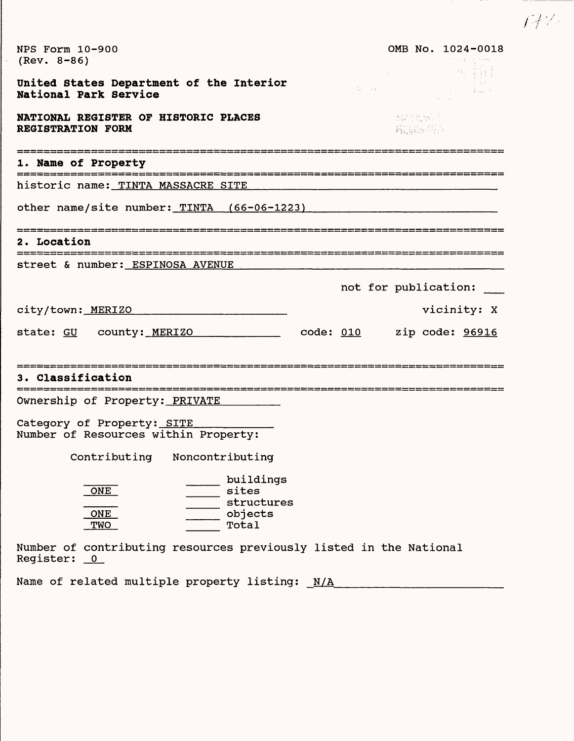NPS Form 10-900 (Rev. 8-86)

OMB No. 1024-0018

**United States Department of the Interior**
**National Park Service**

**NATIONAL REGISTER OF HISTORIC PLACES**
**REGISTRATION FORM**

## 1. Name of Property

historic name: TINTA MASSACRE SITE

other name/site number: TINTA (66-06-1223)

## 2. Location

street & number: ESPINOSA AVENUE

not for publication: ___

city/town: MERIZO

vicinity: X

state: GU county: MERIZO code: 010 zip code: 96916

## 3. Classification

Ownership of Property: PRIVATE

Category of Property: SITE

Number of Resources within Property:

| Contributing | Noncontributing | |
|---|---|---|
| | | buildings |
| ONE | | sites |
| | | structures |
| ONE | | objects |
| TWO | | Total |

Number of contributing resources previously listed in the National Register: 0

Name of related multiple property listing: N/A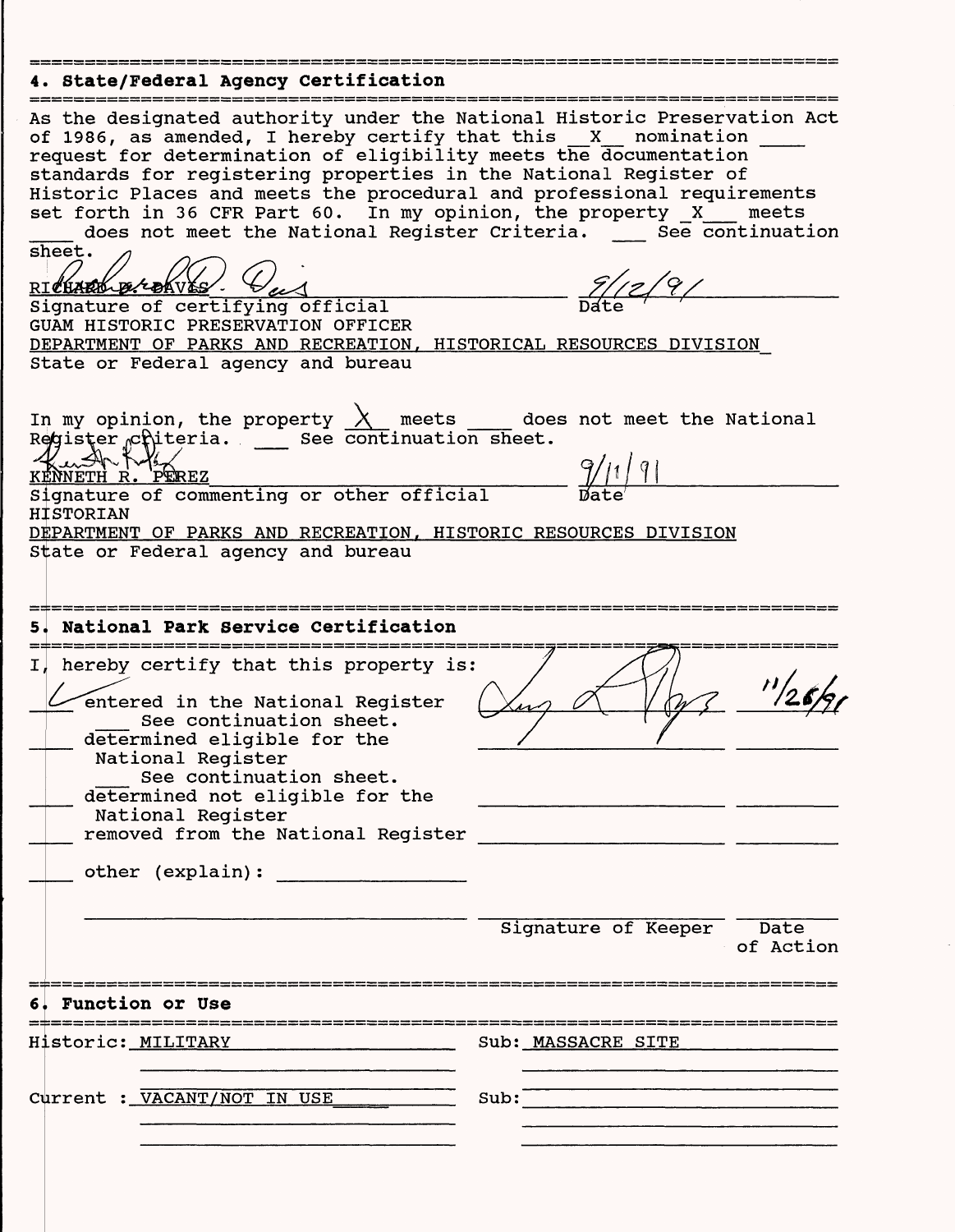## 4. State/Federal Agency Certification

As the designated authority under the National Historic Preservation Act of 1986, as amended, I hereby certify that this \_X\_ nomination \_\_\_\_ request for determination of eligibility meets the documentation standards for registering properties in the National Register of Historic Places and meets the procedural and professional requirements set forth in 36 CFR Part 60. In my opinion, the property \_X\_ meets \_\_\_\_ does not meet the National Register Criteria. \_\_\_ See continuation sheet.

RICHARD D. DAVIS - [signature] — 9/12/91

Signature of certifying official — Date

GUAM HISTORIC PRESERVATION OFFICER

DEPARTMENT OF PARKS AND RECREATION, HISTORICAL RESOURCES DIVISION

State or Federal agency and bureau

In my opinion, the property \_X\_ meets \_\_\_\_ does not meet the National Register criteria. \_\_\_ See continuation sheet.

KENNETH R. PEREZ [signature] — 9/11/91

Signature of commenting or other official — Date

HISTORIAN

DEPARTMENT OF PARKS AND RECREATION, HISTORIC RESOURCES DIVISION

State or Federal agency and bureau

## 5. National Park Service Certification

I, hereby certify that this property is:

- \_✓\_ entered in the National Register — [signature] — 11/26/91
  - \_\_\_ See continuation sheet.
- \_\_\_ determined eligible for the National Register
  - \_\_\_ See continuation sheet.
- \_\_\_ determined not eligible for the National Register
- \_\_\_ removed from the National Register
- \_\_\_ other (explain): \_\_\_\_\_\_\_\_\_\_

Signature of Keeper — Date of Action

## 6. Function or Use

Historic: MILITARY — Sub: MASSACRE SITE

Current : VACANT/NOT IN USE — Sub: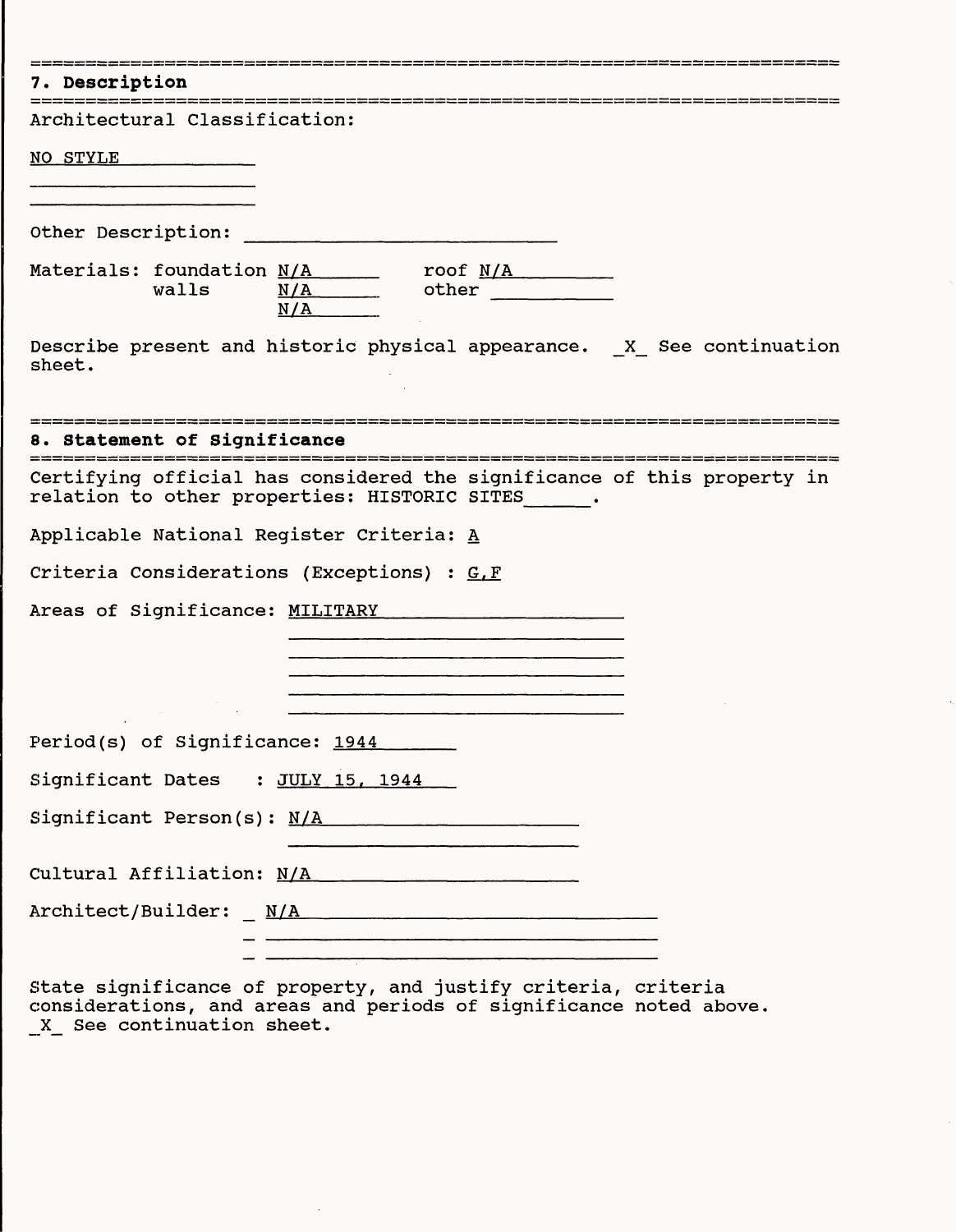## 7. Description

Architectural Classification:

NO STYLE

Other Description:

Materials: foundation N/A  roof N/A
walls N/A  other
N/A

Describe present and historic physical appearance. _X_ See continuation sheet.

## 8. Statement of Significance

Certifying official has considered the significance of this property in relation to other properties: HISTORIC SITES.

Applicable National Register Criteria: A

Criteria Considerations (Exceptions) : G,F

Areas of Significance: MILITARY

Period(s) of Significance: 1944

Significant Dates : JULY 15, 1944

Significant Person(s): N/A

Cultural Affiliation: N/A

Architect/Builder: N/A

State significance of property, and justify criteria, criteria considerations, and areas and periods of significance noted above. _X_ See continuation sheet.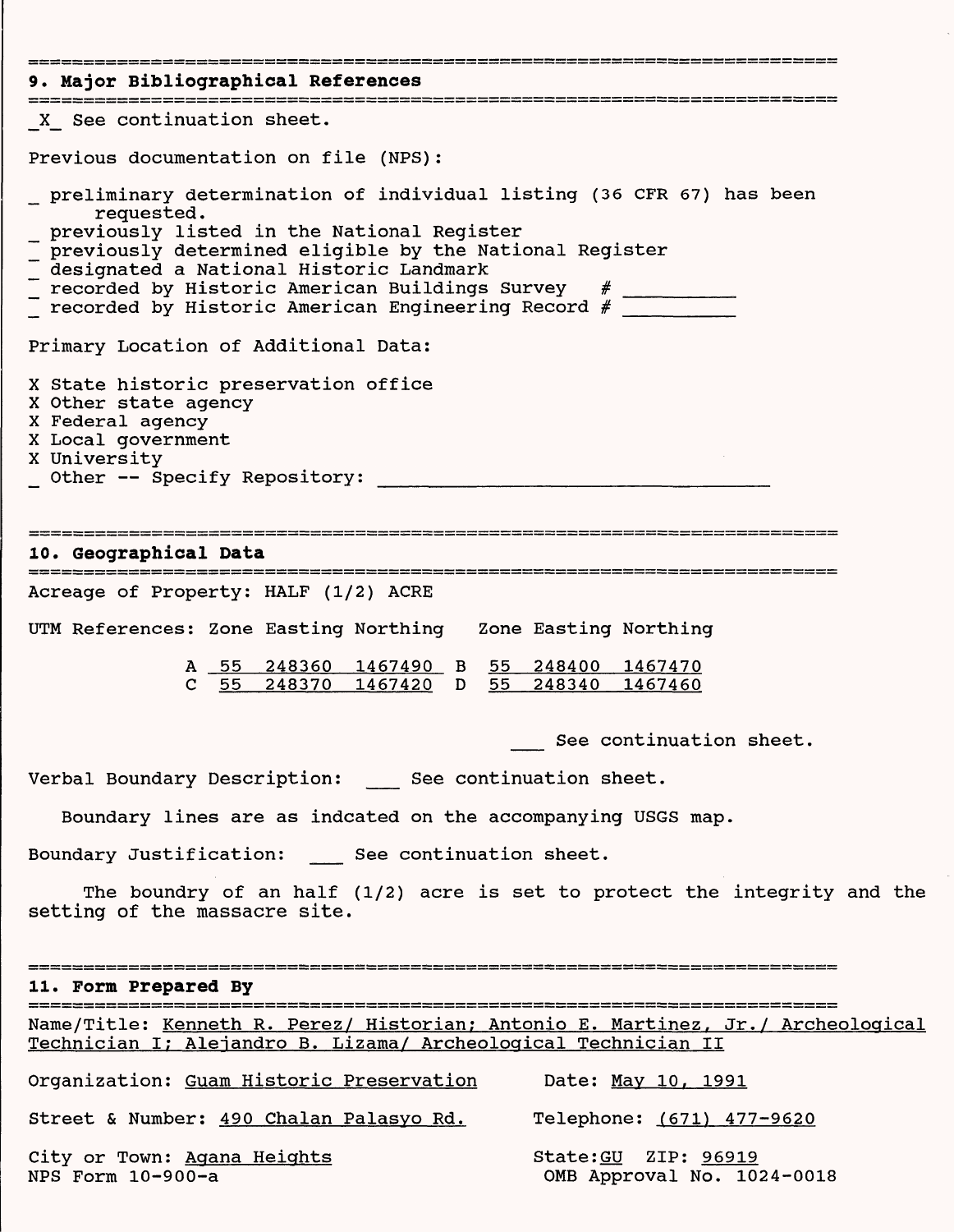## 9. Major Bibliographical References

_X_ See continuation sheet.

Previous documentation on file (NPS):

- _ preliminary determination of individual listing (36 CFR 67) has been requested.
- _ previously listed in the National Register
- _ previously determined eligible by the National Register
- _ designated a National Historic Landmark
- _ recorded by Historic American Buildings Survey # ________
- _ recorded by Historic American Engineering Record # ________

Primary Location of Additional Data:

- X State historic preservation office
- X Other state agency
- X Federal agency
- X Local government
- X University
- _ Other -- Specify Repository: ____________________

## 10. Geographical Data

Acreage of Property: HALF (1/2) ACRE

UTM References:

| | Zone | Easting | Northing | | Zone | Easting | Northing |
|---|---|---|---|---|---|---|---|
| A | 55 | 248360 | 1467490 | B | 55 | 248400 | 1467470 |
| C | 55 | 248370 | 1467420 | D | 55 | 248340 | 1467460 |

___ See continuation sheet.

Verbal Boundary Description: ___ See continuation sheet.

Boundary lines are as indcated on the accompanying USGS map.

Boundary Justification: ___ See continuation sheet.

The boundry of an half (1/2) acre is set to protect the integrity and the setting of the massacre site.

## 11. Form Prepared By

Name/Title: Kenneth R. Perez/ Historian; Antonio E. Martinez, Jr./ Archeological Technician I; Alejandro B. Lizama/ Archeological Technician II

Organization: Guam Historic Preservation — Date: May 10, 1991

Street & Number: 490 Chalan Palasyo Rd. — Telephone: (671) 477-9620

City or Town: Agana Heights — State: GU ZIP: 96919

NPS Form 10-900-a — OMB Approval No. 1024-0018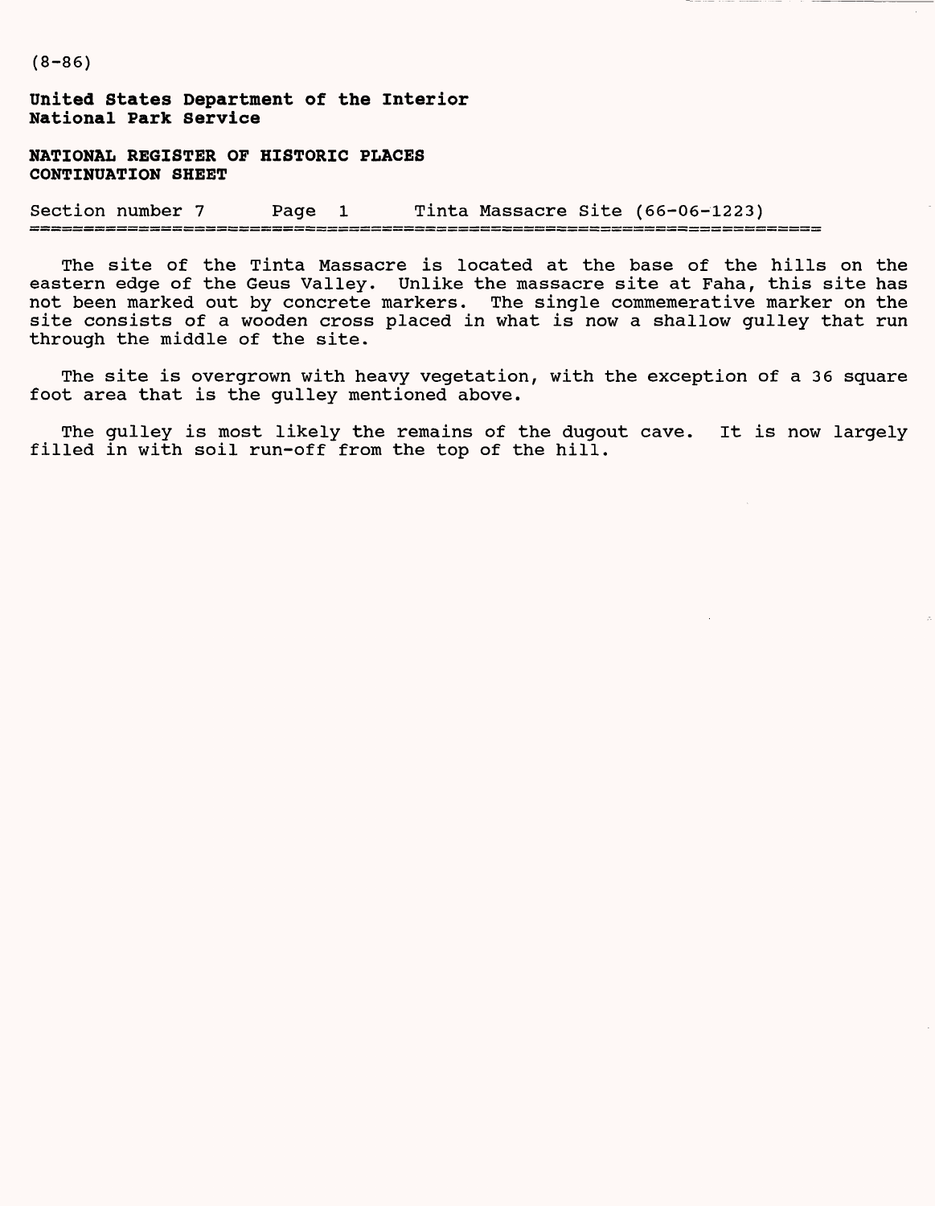(8-86)

**United States Department of the Interior**
**National Park Service**

**NATIONAL REGISTER OF HISTORIC PLACES**
**CONTINUATION SHEET**

Section number 7 Page 1 Tinta Massacre Site (66-06-1223)

The site of the Tinta Massacre is located at the base of the hills on the eastern edge of the Geus Valley. Unlike the massacre site at Faha, this site has not been marked out by concrete markers. The single commemerative marker on the site consists of a wooden cross placed in what is now a shallow gulley that run through the middle of the site.

The site is overgrown with heavy vegetation, with the exception of a 36 square foot area that is the gulley mentioned above.

The gulley is most likely the remains of the dugout cave. It is now largely filled in with soil run-off from the top of the hill.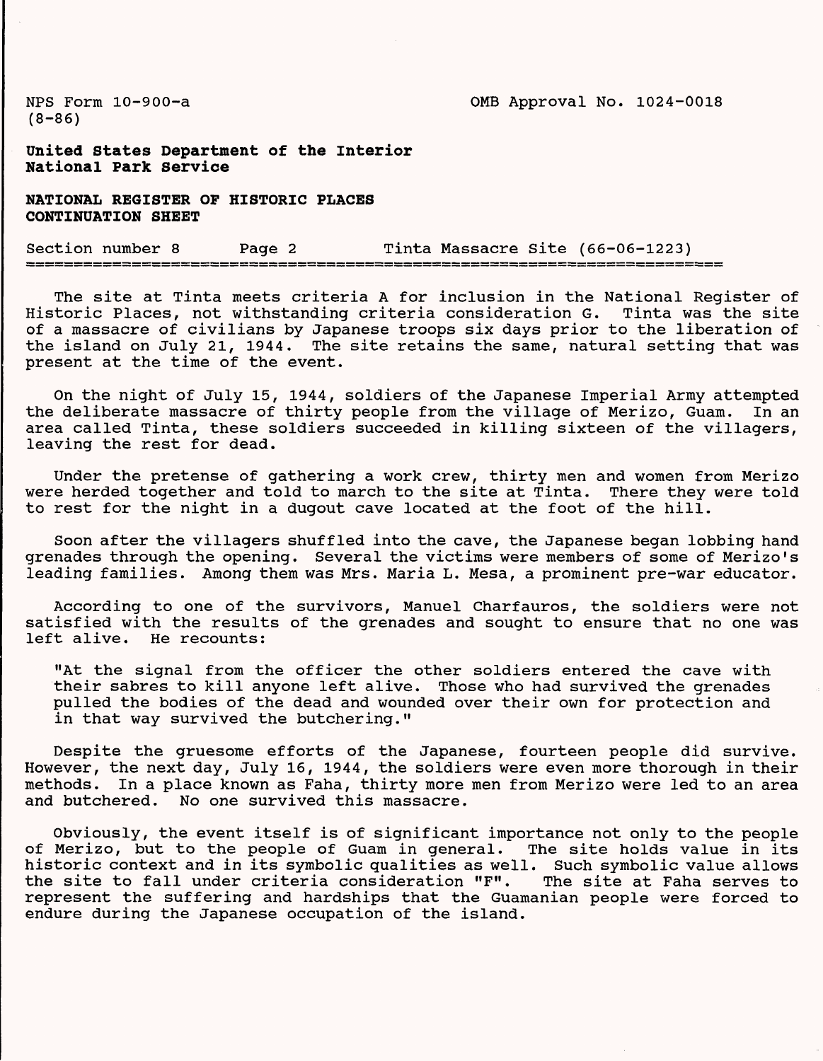NPS Form 10-900-a
(8-86)

OMB Approval No. 1024-0018

**United States Department of the Interior**
**National Park Service**

**NATIONAL REGISTER OF HISTORIC PLACES**
**CONTINUATION SHEET**

Section number 8 Page 2 Tinta Massacre Site (66-06-1223)

The site at Tinta meets criteria A for inclusion in the National Register of Historic Places, not withstanding criteria consideration G. Tinta was the site of a massacre of civilians by Japanese troops six days prior to the liberation of the island on July 21, 1944. The site retains the same, natural setting that was present at the time of the event.

On the night of July 15, 1944, soldiers of the Japanese Imperial Army attempted the deliberate massacre of thirty people from the village of Merizo, Guam. In an area called Tinta, these soldiers succeeded in killing sixteen of the villagers, leaving the rest for dead.

Under the pretense of gathering a work crew, thirty men and women from Merizo were herded together and told to march to the site at Tinta. There they were told to rest for the night in a dugout cave located at the foot of the hill.

Soon after the villagers shuffled into the cave, the Japanese began lobbing hand grenades through the opening. Several the victims were members of some of Merizo's leading families. Among them was Mrs. Maria L. Mesa, a prominent pre-war educator.

According to one of the survivors, Manuel Charfauros, the soldiers were not satisfied with the results of the grenades and sought to ensure that no one was left alive. He recounts:

> "At the signal from the officer the other soldiers entered the cave with their sabres to kill anyone left alive. Those who had survived the grenades pulled the bodies of the dead and wounded over their own for protection and in that way survived the butchering."

Despite the gruesome efforts of the Japanese, fourteen people did survive. However, the next day, July 16, 1944, the soldiers were even more thorough in their methods. In a place known as Faha, thirty more men from Merizo were led to an area and butchered. No one survived this massacre.

Obviously, the event itself is of significant importance not only to the people of Merizo, but to the people of Guam in general. The site holds value in its historic context and in its symbolic qualities as well. Such symbolic value allows the site to fall under criteria consideration "F". The site at Faha serves to represent the suffering and hardships that the Guamanian people were forced to endure during the Japanese occupation of the island.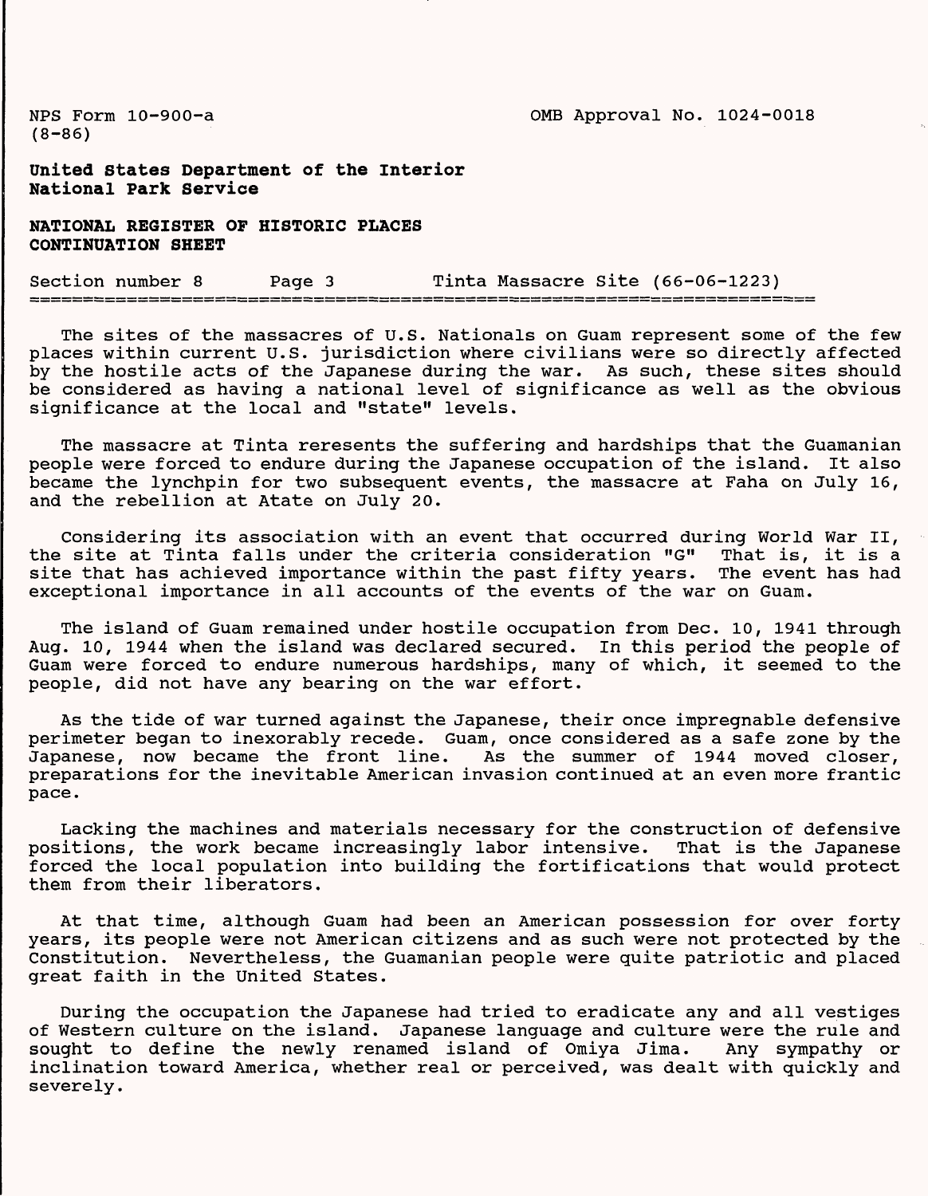NPS Form 10-900-a
(8-86)

OMB Approval No. 1024-0018

**United States Department of the Interior**
**National Park Service**

**NATIONAL REGISTER OF HISTORIC PLACES**
**CONTINUATION SHEET**

Section number 8 Page 3 Tinta Massacre Site (66-06-1223)

The sites of the massacres of U.S. Nationals on Guam represent some of the few places within current U.S. jurisdiction where civilians were so directly affected by the hostile acts of the Japanese during the war. As such, these sites should be considered as having a national level of significance as well as the obvious significance at the local and "state" levels.

The massacre at Tinta reresents the suffering and hardships that the Guamanian people were forced to endure during the Japanese occupation of the island. It also became the lynchpin for two subsequent events, the massacre at Faha on July 16, and the rebellion at Atate on July 20.

Considering its association with an event that occurred during World War II, the site at Tinta falls under the criteria consideration "G" That is, it is a site that has achieved importance within the past fifty years. The event has had exceptional importance in all accounts of the events of the war on Guam.

The island of Guam remained under hostile occupation from Dec. 10, 1941 through Aug. 10, 1944 when the island was declared secured. In this period the people of Guam were forced to endure numerous hardships, many of which, it seemed to the people, did not have any bearing on the war effort.

As the tide of war turned against the Japanese, their once impregnable defensive perimeter began to inexorably recede. Guam, once considered as a safe zone by the Japanese, now became the front line. As the summer of 1944 moved closer, preparations for the inevitable American invasion continued at an even more frantic pace.

Lacking the machines and materials necessary for the construction of defensive positions, the work became increasingly labor intensive. That is the Japanese forced the local population into building the fortifications that would protect them from their liberators.

At that time, although Guam had been an American possession for over forty years, its people were not American citizens and as such were not protected by the Constitution. Nevertheless, the Guamanian people were quite patriotic and placed great faith in the United States.

During the occupation the Japanese had tried to eradicate any and all vestiges of Western culture on the island. Japanese language and culture were the rule and sought to define the newly renamed island of Omiya Jima. Any sympathy or inclination toward America, whether real or perceived, was dealt with quickly and severely.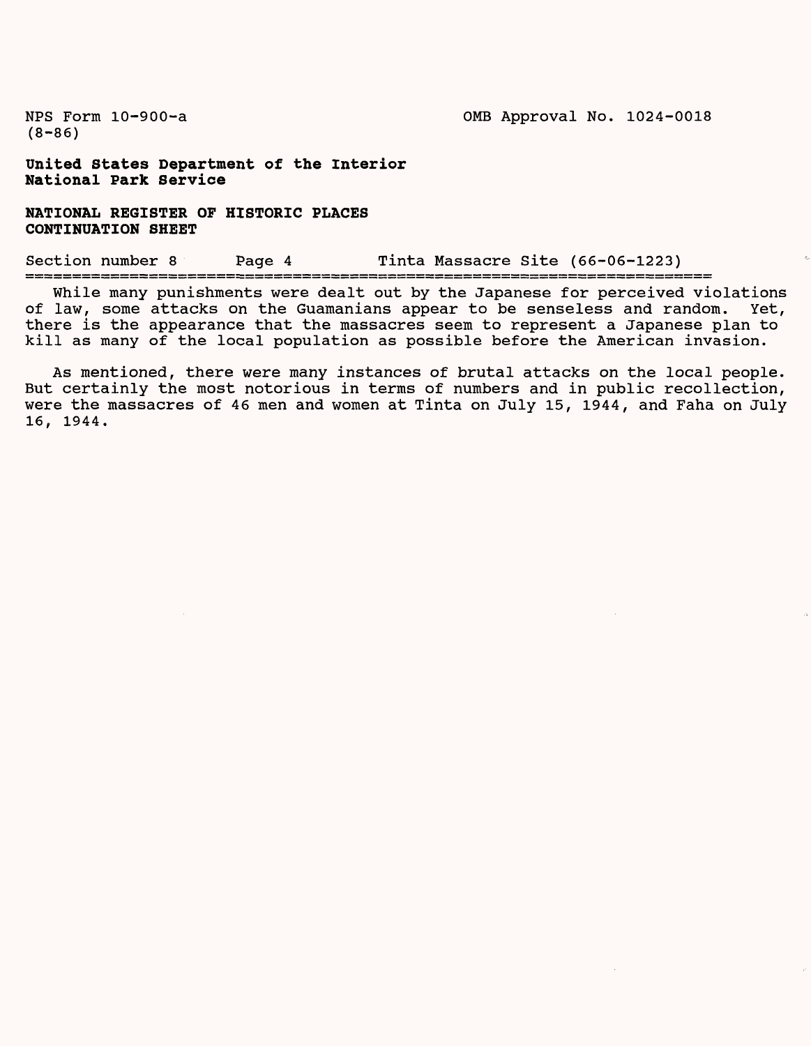While many punishments were dealt out by the Japanese for perceived violations of law, some attacks on the Guamanians appear to be senseless and random. Yet, there is the appearance that the massacres seem to represent a Japanese plan to kill as many of the local population as possible before the American invasion.

As mentioned, there were many instances of brutal attacks on the local people. But certainly the most notorious in terms of numbers and in public recollection, were the massacres of 46 men and women at Tinta on July 15, 1944, and Faha on July 16, 1944.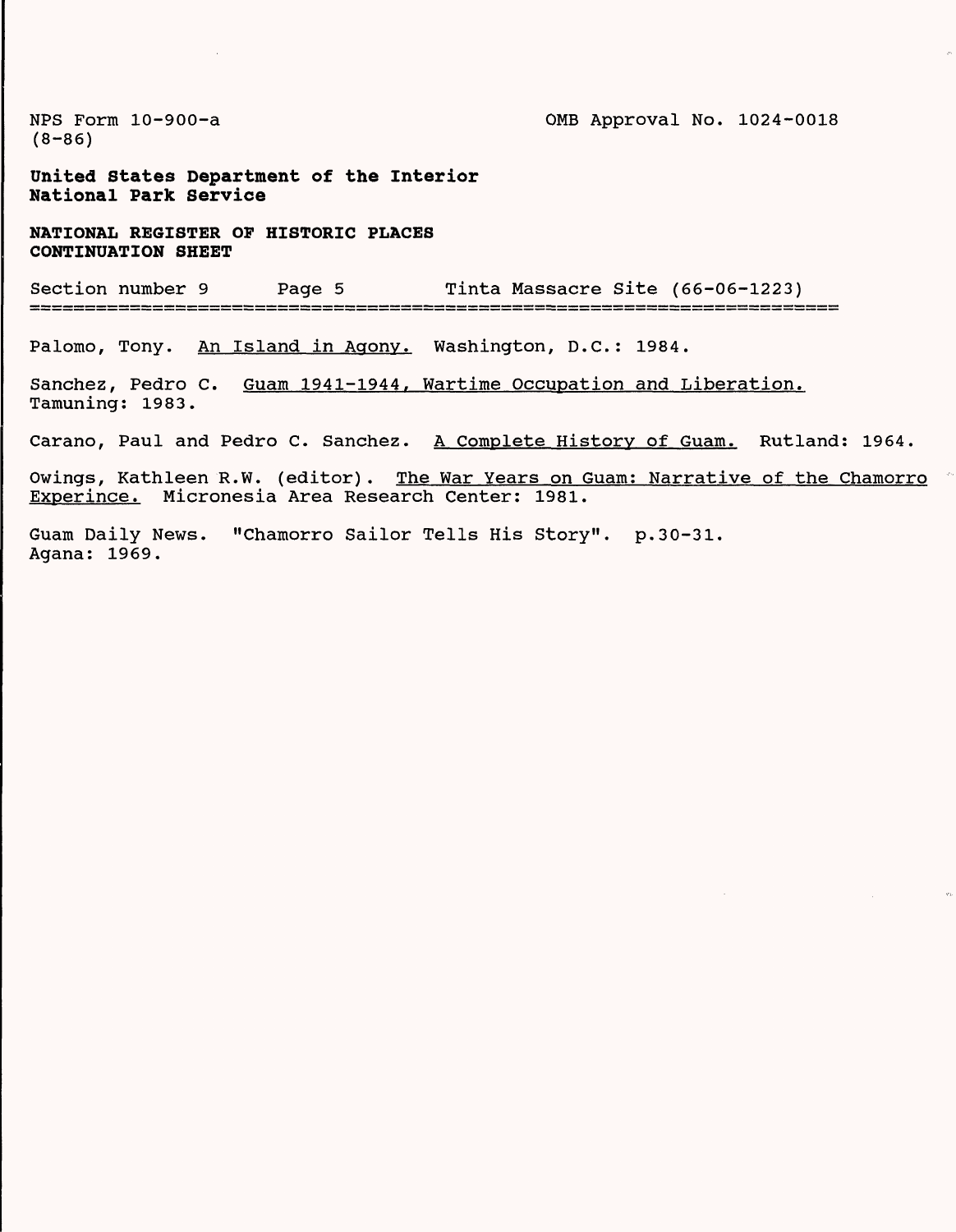NPS Form 10-900-a
(8-86)

OMB Approval No. 1024-0018

**United States Department of the Interior**
**National Park Service**

**NATIONAL REGISTER OF HISTORIC PLACES**
**CONTINUATION SHEET**

Section number 9 Page 5 Tinta Massacre Site (66-06-1223)

Palomo, Tony. An Island in Agony. Washington, D.C.: 1984.

Sanchez, Pedro C. Guam 1941-1944, Wartime Occupation and Liberation. Tamuning: 1983.

Carano, Paul and Pedro C. Sanchez. A Complete History of Guam. Rutland: 1964.

Owings, Kathleen R.W. (editor). The War Years on Guam: Narrative of the Chamorro Experince. Micronesia Area Research Center: 1981.

Guam Daily News. "Chamorro Sailor Tells His Story". p.30-31. Agana: 1969.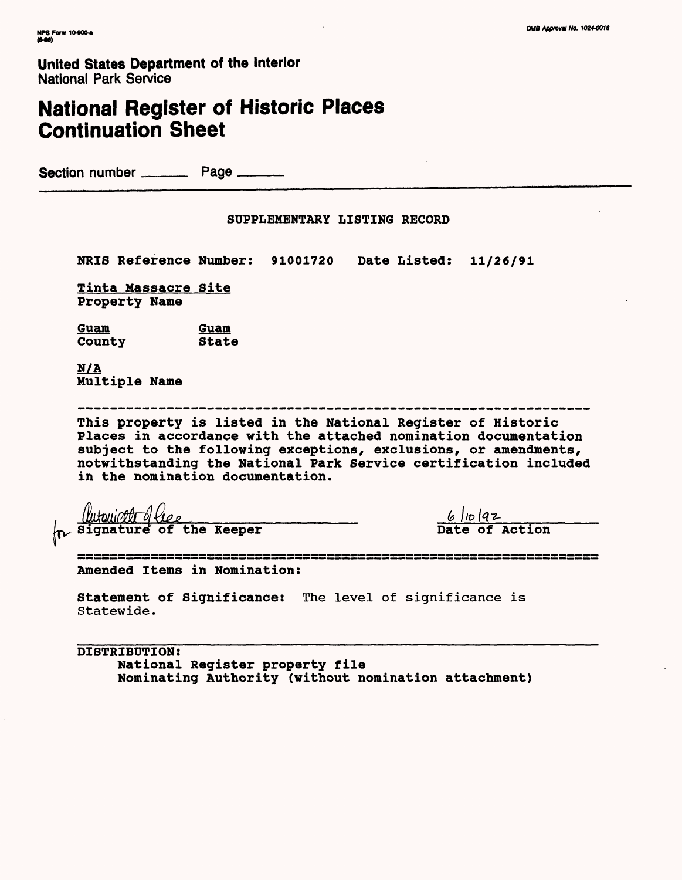NPS Form 10-900-a
(8-86)

OMB Approval No. 1024-0018

**United States Department of the Interior**
National Park Service

# National Register of Historic Places Continuation Sheet

Section number _______ Page _______

SUPPLEMENTARY LISTING RECORD

**NRIS Reference Number: 91001720 Date Listed: 11/26/91**

Tinta Massacre Site
**Property Name**

| Guam | Guam |
|---|---|
| County | State |

N/A
**Multiple Name**

---

**This property is listed in the National Register of Historic Places in accordance with the attached nomination documentation subject to the following exceptions, exclusions, or amendments, notwithstanding the National Park Service certification included in the nomination documentation.**

for Antoinette J. Lee — **Signature of the Keeper**

6/10/92 — **Date of Action**

---

**Amended Items in Nomination:**

**Statement of Significance:** The level of significance is Statewide.

---

**DISTRIBUTION:**
- National Register property file
- Nominating Authority (without nomination attachment)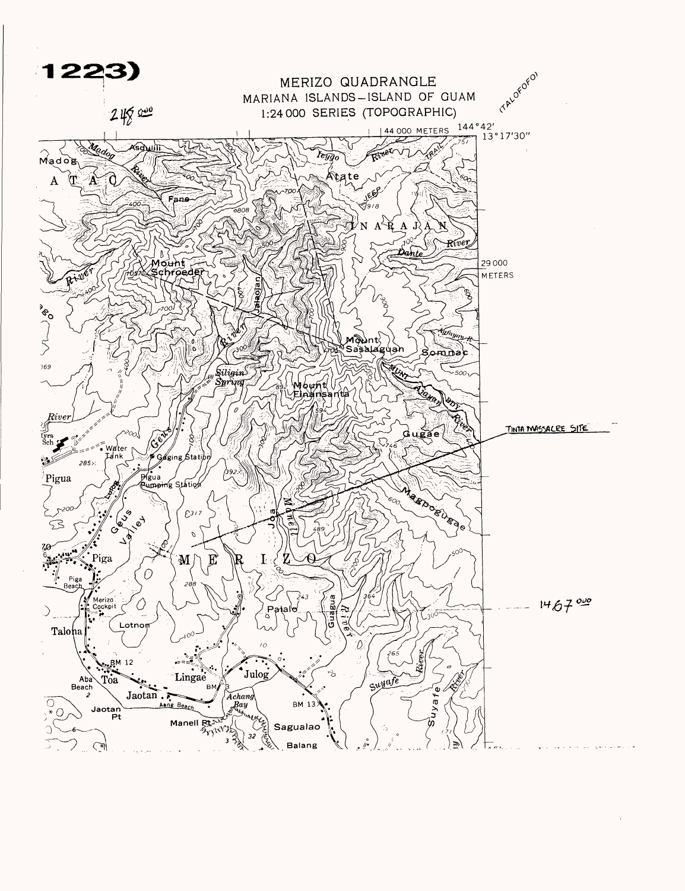**1223)**

MERIZO QUADRANGLE
MARIANA ISLANDS—ISLAND OF GUAM
1:24 000 SERIES (TOPOGRAPHIC)

(TALOFOFO)

248 000

44 000 METERS 144°42'
13°17'30"

29 000
METERS

TINTA MASSACRE SITE

1467 000

Madog
ATAO
Asquiili
Fane
Mount Schroeder
Atate
INARAJAN
Dante
Mount Sasalaguan
Somnac
Siligin Spring
Mount Finansanta
Gugae
Water Tank
Gaging Station
Pigua
Pigua Pumping Station
Magpogugae
Geus Valley
Joa
Manell
Piga
Piga Beach
Merizo Cockpit
MERIZO
Palalo
Guagua River
Talona
Lotnon
BM 12
Aba Beach
Toa
Lingae
Julog
Jaotan
Jaotan Pt
Achang Bay
BM 13
Manell Pt
Sagualao
Balang
Suyafe
Suyafe River